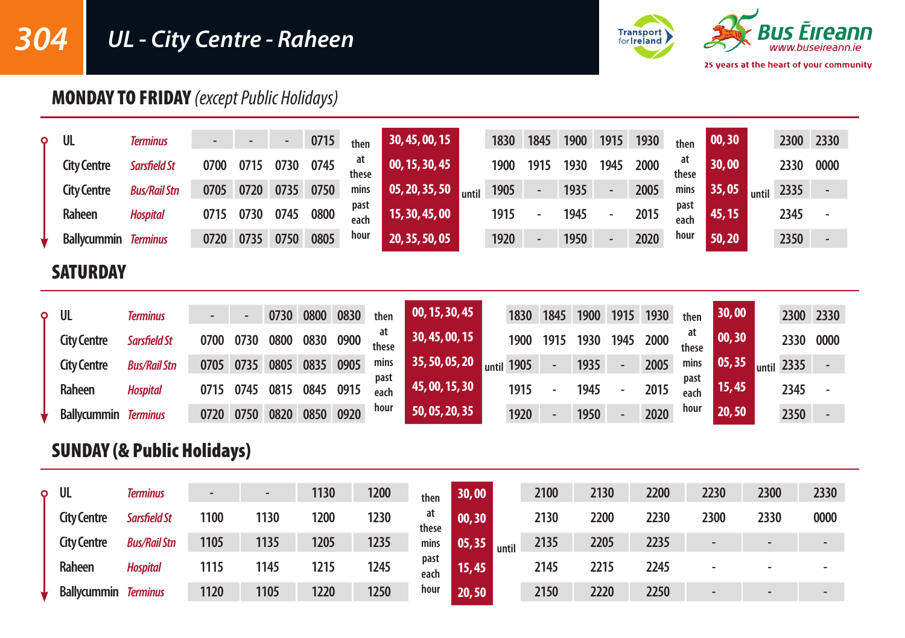# 304 UL - City Centre - Raheen

Transport for Ireland

Bus Éireann www.buseireann.ie

25 years at the heart of your community

## MONDAY TO FRIDAY *(except Public Holidays)*

| | | | | | | | | | | | | | | | | | | |
|---|---|---|---|---|---|---|---|---|---|---|---|---|---|---|---|---|---|---|
| UL | *Terminus* | - | - | - | 0715 | then at these mins past each hour | 30, 45, 00, 15 | until | 1830 | 1845 | 1900 | 1915 | 1930 | then at these mins past each hour | 00, 30 | until | 2300 | 2330 |
| City Centre | *Sarsfield St* | 0700 | 0715 | 0730 | 0745 | | 00, 15, 30, 45 | | 1900 | 1915 | 1930 | 1945 | 2000 | | 30, 00 | | 2330 | 0000 |
| City Centre | *Bus/Rail Stn* | 0705 | 0720 | 0735 | 0750 | | 05, 20, 35, 50 | | 1905 | - | 1935 | - | 2005 | | 35, 05 | | 2335 | - |
| Raheen | *Hospital* | 0715 | 0730 | 0745 | 0800 | | 15, 30, 45, 00 | | 1915 | - | 1945 | - | 2015 | | 45, 15 | | 2345 | - |
| Ballycummin | *Terminus* | 0720 | 0735 | 0750 | 0805 | | 20, 35, 50, 05 | | 1920 | - | 1950 | - | 2020 | | 50, 20 | | 2350 | - |

## SATURDAY

| | | | | | | | | | | | | | | | | | | | |
|---|---|---|---|---|---|---|---|---|---|---|---|---|---|---|---|---|---|---|---|
| UL | *Terminus* | - | - | 0730 | 0800 | 0830 | then at these mins past each hour | 00, 15, 30, 45 | until | 1830 | 1845 | 1900 | 1915 | 1930 | then at these mins past each hour | 30, 00 | until | 2300 | 2330 |
| City Centre | *Sarsfield St* | 0700 | 0730 | 0800 | 0830 | 0900 | | 30, 45, 00, 15 | | 1900 | 1915 | 1930 | 1945 | 2000 | | 00, 30 | | 2330 | 0000 |
| City Centre | *Bus/Rail Stn* | 0705 | 0735 | 0805 | 0835 | 0905 | | 35, 50, 05, 20 | | 1905 | - | 1935 | - | 2005 | | 05, 35 | | 2335 | - |
| Raheen | *Hospital* | 0715 | 0745 | 0815 | 0845 | 0915 | | 45, 00, 15, 30 | | 1915 | - | 1945 | - | 2015 | | 15, 45 | | 2345 | - |
| Ballycummin | *Terminus* | 0720 | 0750 | 0820 | 0850 | 0920 | | 50, 05, 20, 35 | | 1920 | - | 1950 | - | 2020 | | 20, 50 | | 2350 | - |

## SUNDAY (& Public Holidays)

| | | | | | | | | | | | | | | | |
|---|---|---|---|---|---|---|---|---|---|---|---|---|---|---|---|
| UL | *Terminus* | - | - | 1130 | 1200 | then at these mins past each hour | 30, 00 | until | 2100 | 2130 | 2200 | 2230 | 2300 | 2330 |
| City Centre | *Sarsfield St* | 1100 | 1130 | 1200 | 1230 | | 00, 30 | | 2130 | 2200 | 2230 | 2300 | 2330 | 0000 |
| City Centre | *Bus/Rail Stn* | 1105 | 1135 | 1205 | 1235 | | 05, 35 | | 2135 | 2205 | 2235 | - | - | - |
| Raheen | *Hospital* | 1115 | 1145 | 1215 | 1245 | | 15, 45 | | 2145 | 2215 | 2245 | - | - | - |
| Ballycummin | *Terminus* | 1120 | 1105 | 1220 | 1250 | | 20, 50 | | 2150 | 2220 | 2250 | - | - | - |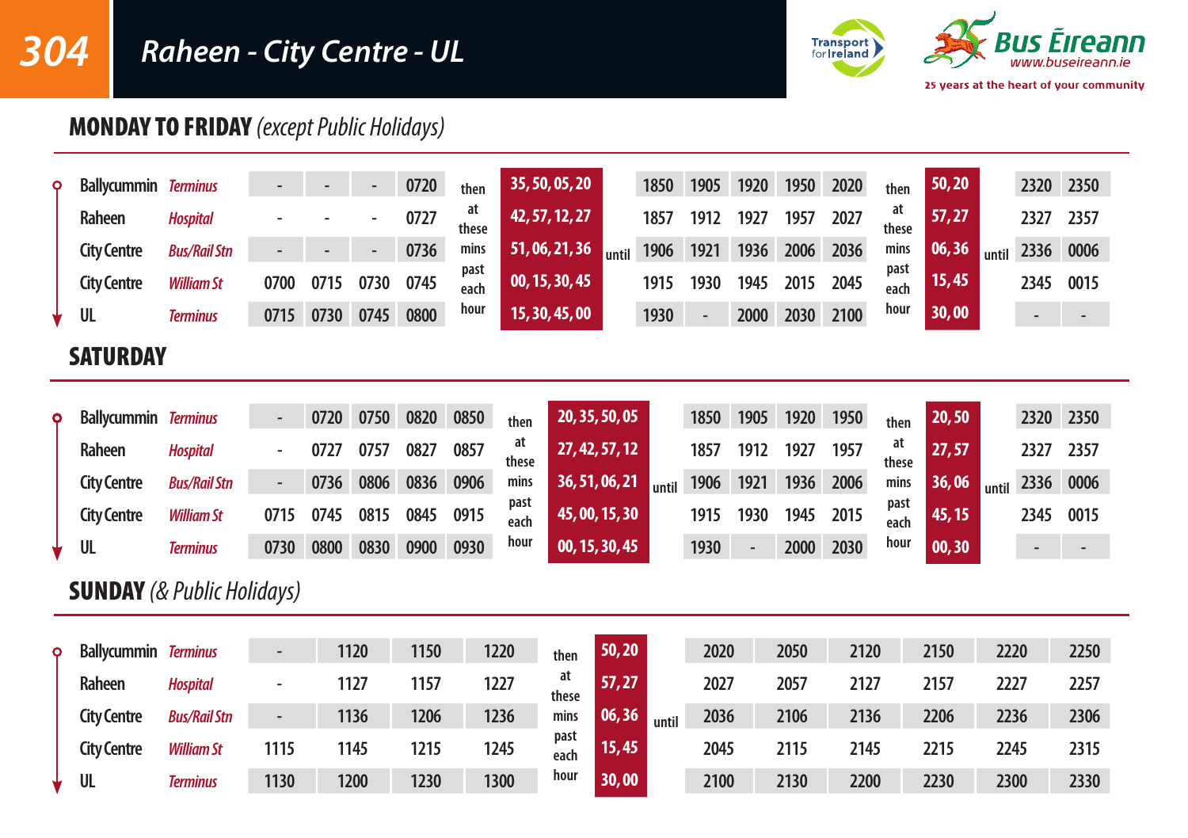# 304 Raheen - City Centre - UL

Transport for Ireland

Bus Éireann www.buseireann.ie

25 years at the heart of your community

## MONDAY TO FRIDAY *(except Public Holidays)*

| | | | | | | | | | | | | | | | | | | |
|---|---|---|---|---|---|---|---|---|---|---|---|---|---|---|---|---|---|---|
| Ballycummin | *Terminus* | - | - | - | 0720 | then at these mins past each hour | 35, 50, 05, 20 | until | 1850 | 1905 | 1920 | 1950 | 2020 | then at these mins past each hour | 50, 20 | until | 2320 | 2350 |
| Raheen | *Hospital* | - | - | - | 0727 | | 42, 57, 12, 27 | | 1857 | 1912 | 1927 | 1957 | 2027 | | 57, 27 | | 2327 | 2357 |
| City Centre | *Bus/Rail Stn* | - | - | - | 0736 | | 51, 06, 21, 36 | | 1906 | 1921 | 1936 | 2006 | 2036 | | 06, 36 | | 2336 | 0006 |
| City Centre | *William St* | 0700 | 0715 | 0730 | 0745 | | 00, 15, 30, 45 | | 1915 | 1930 | 1945 | 2015 | 2045 | | 15, 45 | | 2345 | 0015 |
| UL | *Terminus* | 0715 | 0730 | 0745 | 0800 | | 15, 30, 45, 00 | | 1930 | - | 2000 | 2030 | 2100 | | 30, 00 | | - | - |

## SATURDAY

| | | | | | | | | | | | | | | | | | |
|---|---|---|---|---|---|---|---|---|---|---|---|---|---|---|---|---|---|
| Ballycummin | *Terminus* | - | 0720 | 0750 | 0820 | 0850 | then at these mins past each hour | 20, 35, 50, 05 | until | 1850 | 1905 | 1920 | 1950 | then at these mins past each hour | 20, 50 | until | 2320 | 2350 |
| Raheen | *Hospital* | - | 0727 | 0757 | 0827 | 0857 | | 27, 42, 57, 12 | | 1857 | 1912 | 1927 | 1957 | | 27, 57 | | 2327 | 2357 |
| City Centre | *Bus/Rail Stn* | - | 0736 | 0806 | 0836 | 0906 | | 36, 51, 06, 21 | | 1906 | 1921 | 1936 | 2006 | | 36, 06 | | 2336 | 0006 |
| City Centre | *William St* | 0715 | 0745 | 0815 | 0845 | 0915 | | 45, 00, 15, 30 | | 1915 | 1930 | 1945 | 2015 | | 45, 15 | | 2345 | 0015 |
| UL | *Terminus* | 0730 | 0800 | 0830 | 0900 | 0930 | | 00, 15, 30, 45 | | 1930 | - | 2000 | 2030 | | 00, 30 | | - | - |

## SUNDAY *(& Public Holidays)*

| | | | | | | | | | | | | | | |
|---|---|---|---|---|---|---|---|---|---|---|---|---|---|---|
| Ballycummin | *Terminus* | - | 1120 | 1150 | 1220 | then at these mins past each hour | 50, 20 | until | 2020 | 2050 | 2120 | 2150 | 2220 | 2250 |
| Raheen | *Hospital* | - | 1127 | 1157 | 1227 | | 57, 27 | | 2027 | 2057 | 2127 | 2157 | 2227 | 2257 |
| City Centre | *Bus/Rail Stn* | - | 1136 | 1206 | 1236 | | 06, 36 | | 2036 | 2106 | 2136 | 2206 | 2236 | 2306 |
| City Centre | *William St* | 1115 | 1145 | 1215 | 1245 | | 15, 45 | | 2045 | 2115 | 2145 | 2215 | 2245 | 2315 |
| UL | *Terminus* | 1130 | 1200 | 1230 | 1300 | | 30, 00 | | 2100 | 2130 | 2200 | 2230 | 2300 | 2330 |